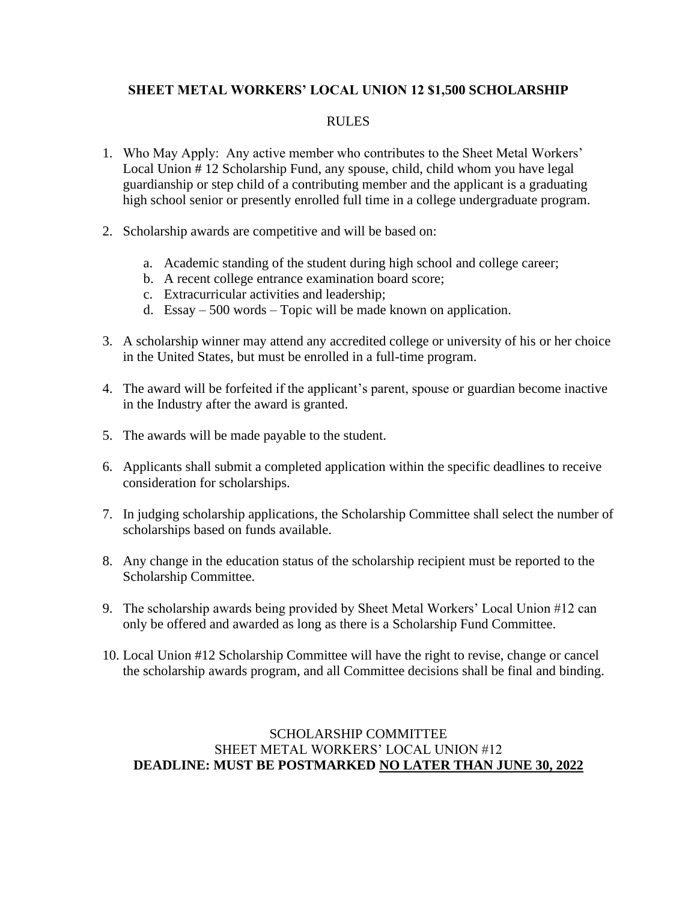# SHEET METAL WORKERS' LOCAL UNION 12 $1,500 SCHOLARSHIP

RULES

1. Who May Apply: Any active member who contributes to the Sheet Metal Workers' Local Union # 12 Scholarship Fund, any spouse, child, child whom you have legal guardianship or step child of a contributing member and the applicant is a graduating high school senior or presently enrolled full time in a college undergraduate program.

2. Scholarship awards are competitive and will be based on:

   a. Academic standing of the student during high school and college career;
   b. A recent college entrance examination board score;
   c. Extracurricular activities and leadership;
   d. Essay – 500 words – Topic will be made known on application.

3. A scholarship winner may attend any accredited college or university of his or her choice in the United States, but must be enrolled in a full-time program.

4. The award will be forfeited if the applicant's parent, spouse or guardian become inactive in the Industry after the award is granted.

5. The awards will be made payable to the student.

6. Applicants shall submit a completed application within the specific deadlines to receive consideration for scholarships.

7. In judging scholarship applications, the Scholarship Committee shall select the number of scholarships based on funds available.

8. Any change in the education status of the scholarship recipient must be reported to the Scholarship Committee.

9. The scholarship awards being provided by Sheet Metal Workers' Local Union #12 can only be offered and awarded as long as there is a Scholarship Fund Committee.

10. Local Union #12 Scholarship Committee will have the right to revise, change or cancel the scholarship awards program, and all Committee decisions shall be final and binding.

SCHOLARSHIP COMMITTEE
SHEET METAL WORKERS' LOCAL UNION #12
**DEADLINE: MUST BE POSTMARKED NO LATER THAN JUNE 30, 2022**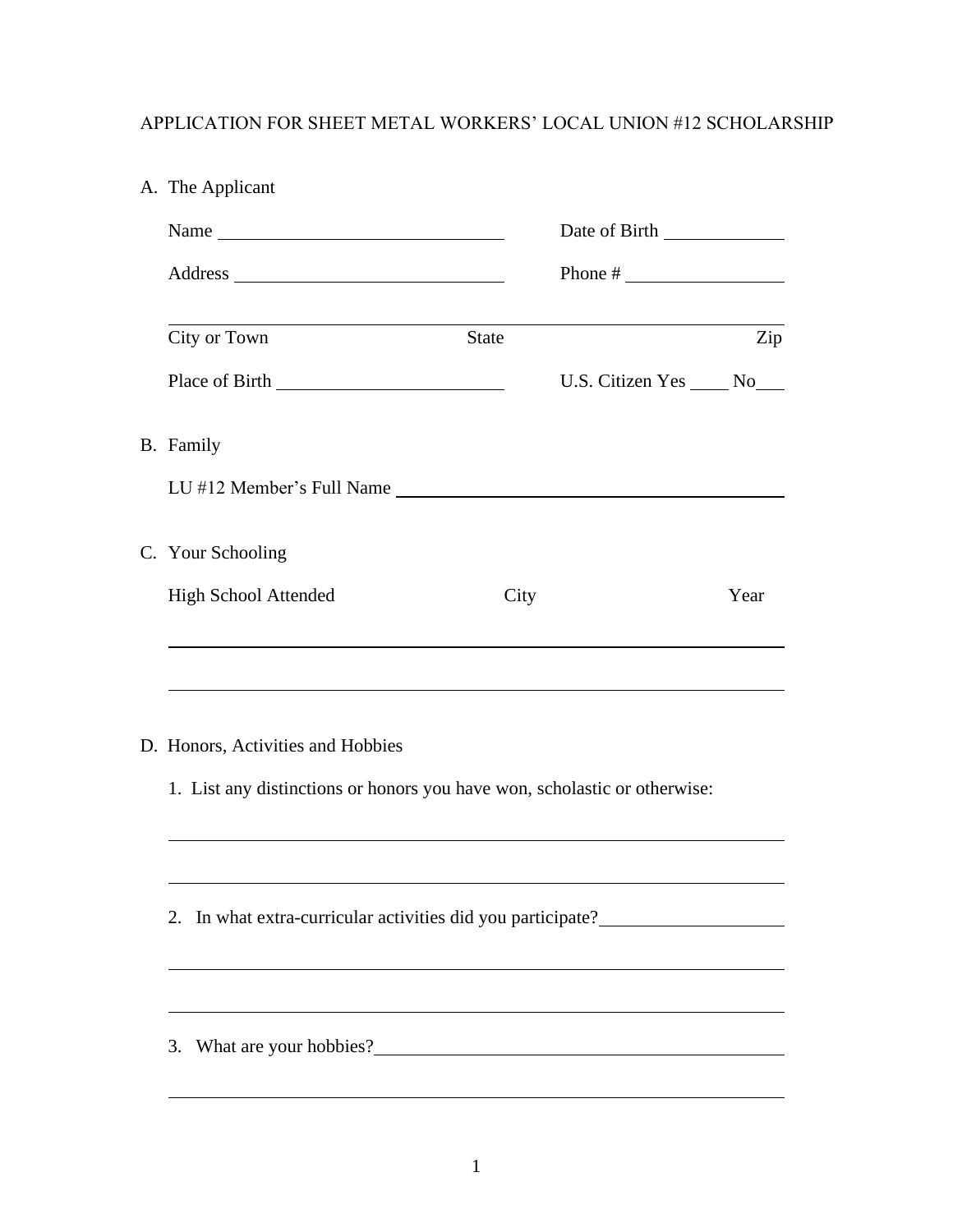APPLICATION FOR SHEET METAL WORKERS' LOCAL UNION #12 SCHOLARSHIP

A. The Applicant

Name ______________________________ Date of Birth ____________

Address ____________________________ Phone # ________________

______________________________________________________________

City or Town State Zip

Place of Birth ______________________ U.S. Citizen Yes ____ No___

B. Family

LU #12 Member's Full Name ________________________________________

C. Your Schooling

High School Attended City Year

______________________________________________________________

______________________________________________________________

D. Honors, Activities and Hobbies

1. List any distinctions or honors you have won, scholastic or otherwise:

______________________________________________________________

______________________________________________________________

2. In what extra-curricular activities did you participate? ____________________

______________________________________________________________

______________________________________________________________

3. What are your hobbies? ____________________________________________

______________________________________________________________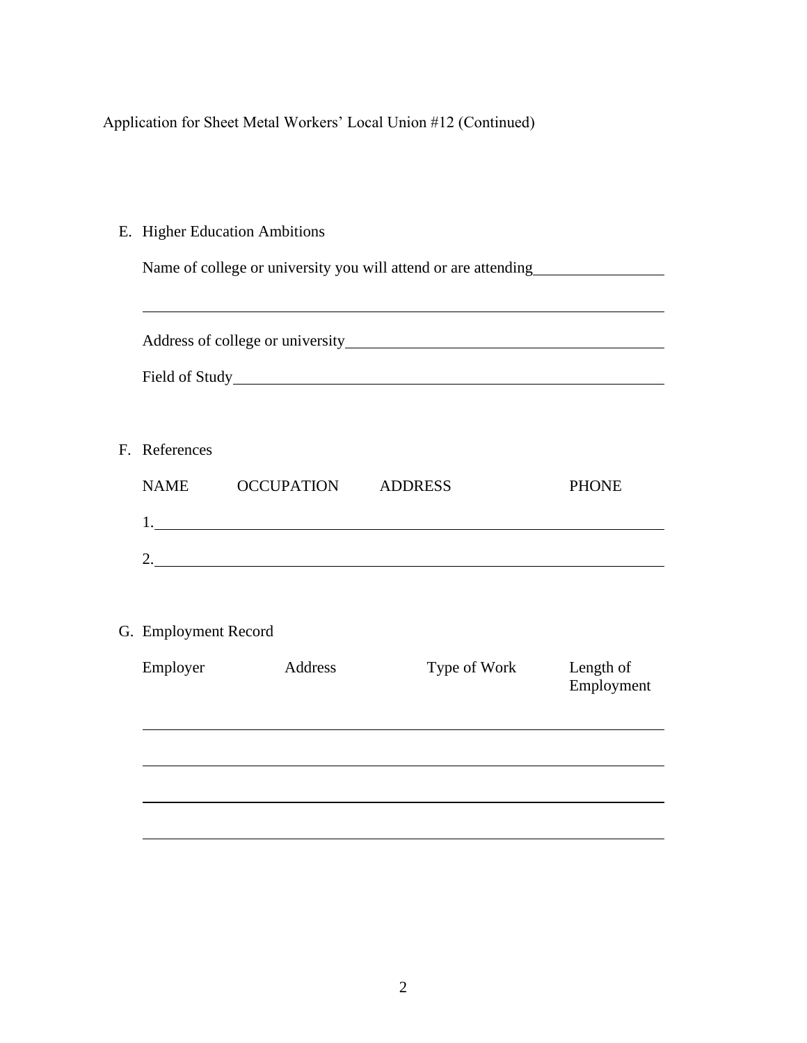Application for Sheet Metal Workers' Local Union #12 (Continued)

E. Higher Education Ambitions

Name of college or university you will attend or are attending\_\_\_\_\_\_\_\_\_\_\_\_\_\_\_\_

\_\_\_\_\_\_\_\_\_\_\_\_\_\_\_\_\_\_\_\_\_\_\_\_\_\_\_\_\_\_\_\_\_\_\_\_\_\_\_\_\_\_\_\_\_\_\_\_\_\_\_\_\_\_\_\_\_\_\_\_

Address of college or university\_\_\_\_\_\_\_\_\_\_\_\_\_\_\_\_\_\_\_\_\_\_\_\_\_\_\_\_\_\_\_\_\_\_\_\_\_\_\_\_

Field of Study\_\_\_\_\_\_\_\_\_\_\_\_\_\_\_\_\_\_\_\_\_\_\_\_\_\_\_\_\_\_\_\_\_\_\_\_\_\_\_\_\_\_\_\_\_\_\_\_\_\_\_\_\_\_

F. References

| NAME | OCCUPATION | ADDRESS | PHONE |
|---|---|---|---|
| 1. | | | |
| 2. | | | |

G. Employment Record

| Employer | Address | Type of Work | Length of Employment |
|---|---|---|---|
| | | | |
| | | | |
| | | | |
| | | | |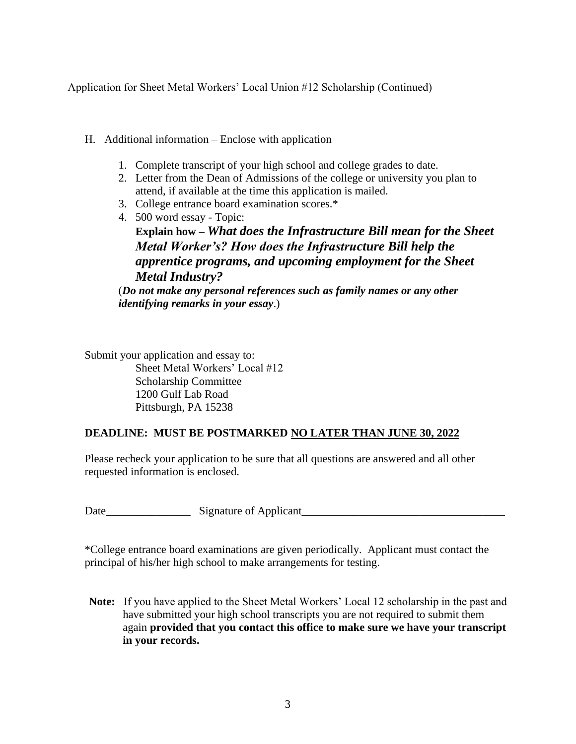Application for Sheet Metal Workers' Local Union #12 Scholarship (Continued)

H. Additional information – Enclose with application

1. Complete transcript of your high school and college grades to date.
2. Letter from the Dean of Admissions of the college or university you plan to attend, if available at the time this application is mailed.
3. College entrance board examination scores.*
4. 500 word essay - Topic:

   **Explain how –** ***What does the Infrastructure Bill mean for the Sheet Metal Worker's? How does the Infrastructure Bill help the apprentice programs, and upcoming employment for the Sheet Metal Industry?***

   (***Do not make any personal references such as family names or any other identifying remarks in your essay***.)

Submit your application and essay to:

Sheet Metal Workers' Local #12
Scholarship Committee
1200 Gulf Lab Road
Pittsburgh, PA 15238

**DEADLINE: MUST BE POSTMARKED <u>NO LATER THAN JUNE 30, 2022</u>**

Please recheck your application to be sure that all questions are answered and all other requested information is enclosed.

Date_______________ Signature of Applicant____________________________________

*College entrance board examinations are given periodically. Applicant must contact the principal of his/her high school to make arrangements for testing.

**Note:** If you have applied to the Sheet Metal Workers' Local 12 scholarship in the past and have submitted your high school transcripts you are not required to submit them again **provided that you contact this office to make sure we have your transcript in your records.**